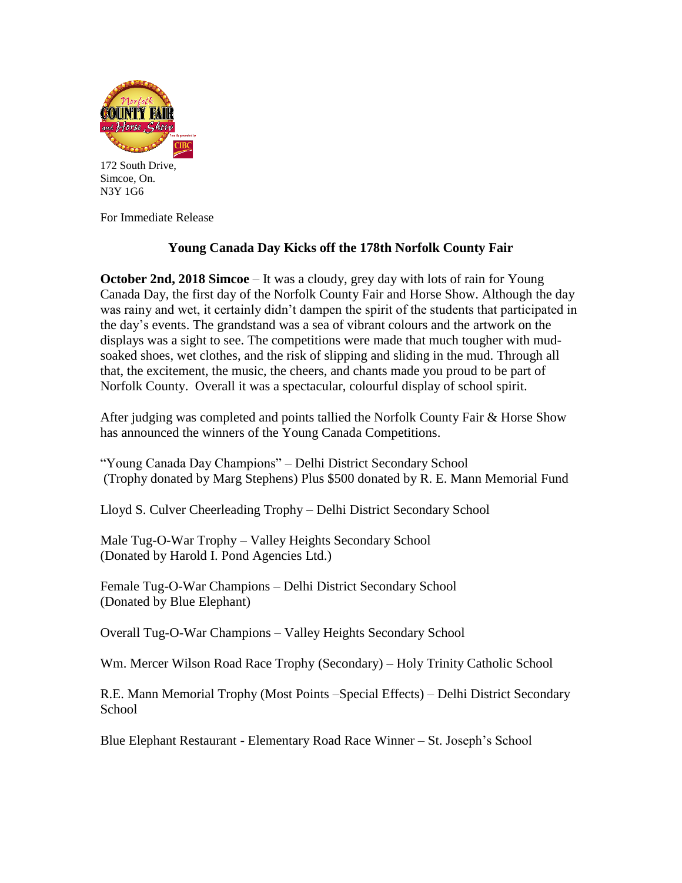172 South Drive,
Simcoe, On.
N3Y 1G6

For Immediate Release

## Young Canada Day Kicks off the 178th Norfolk County Fair

**October 2nd, 2018 Simcoe** – It was a cloudy, grey day with lots of rain for Young Canada Day, the first day of the Norfolk County Fair and Horse Show. Although the day was rainy and wet, it certainly didn't dampen the spirit of the students that participated in the day's events. The grandstand was a sea of vibrant colours and the artwork on the displays was a sight to see. The competitions were made that much tougher with mud-soaked shoes, wet clothes, and the risk of slipping and sliding in the mud. Through all that, the excitement, the music, the cheers, and chants made you proud to be part of Norfolk County. Overall it was a spectacular, colourful display of school spirit.

After judging was completed and points tallied the Norfolk County Fair & Horse Show has announced the winners of the Young Canada Competitions.

"Young Canada Day Champions" – Delhi District Secondary School
(Trophy donated by Marg Stephens) Plus $500 donated by R. E. Mann Memorial Fund

Lloyd S. Culver Cheerleading Trophy – Delhi District Secondary School

Male Tug-O-War Trophy – Valley Heights Secondary School
(Donated by Harold I. Pond Agencies Ltd.)

Female Tug-O-War Champions – Delhi District Secondary School
(Donated by Blue Elephant)

Overall Tug-O-War Champions – Valley Heights Secondary School

Wm. Mercer Wilson Road Race Trophy (Secondary) – Holy Trinity Catholic School

R.E. Mann Memorial Trophy (Most Points –Special Effects) – Delhi District Secondary School

Blue Elephant Restaurant - Elementary Road Race Winner – St. Joseph's School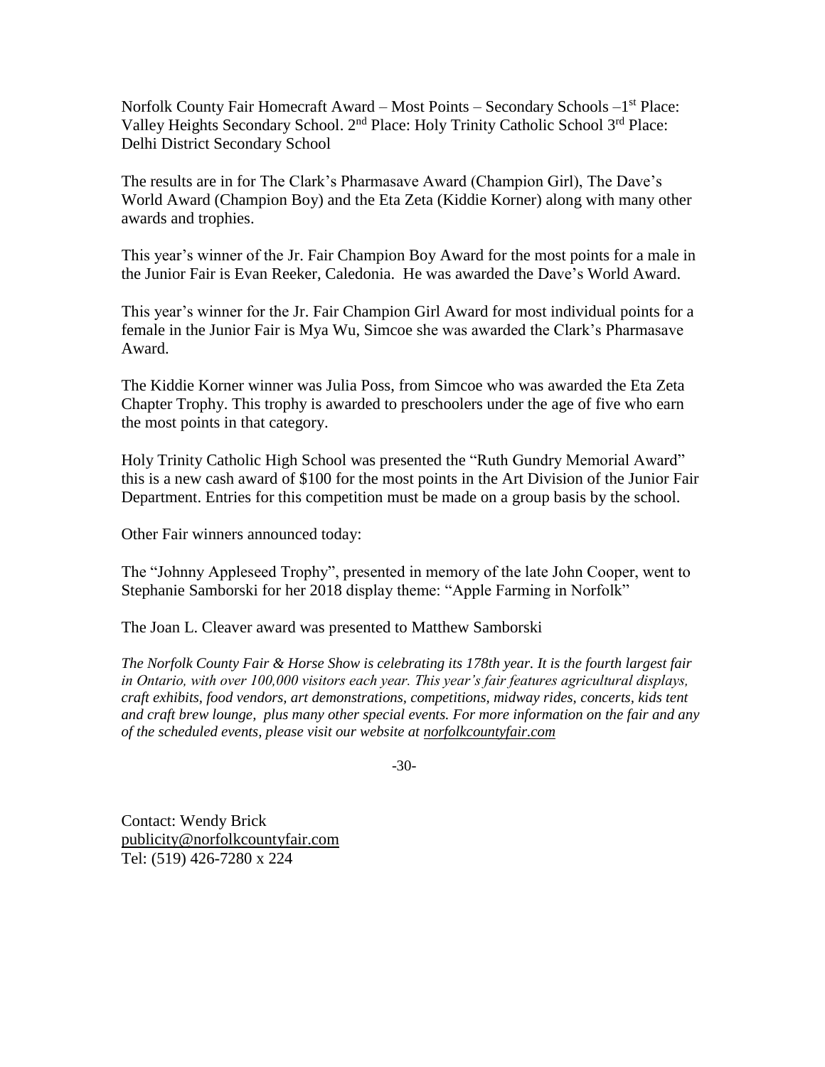Norfolk County Fair Homecraft Award – Most Points – Secondary Schools –1st Place: Valley Heights Secondary School. 2nd Place: Holy Trinity Catholic School 3rd Place: Delhi District Secondary School

The results are in for The Clark's Pharmasave Award (Champion Girl), The Dave's World Award (Champion Boy) and the Eta Zeta (Kiddie Korner) along with many other awards and trophies.

This year's winner of the Jr. Fair Champion Boy Award for the most points for a male in the Junior Fair is Evan Reeker, Caledonia. He was awarded the Dave's World Award.

This year's winner for the Jr. Fair Champion Girl Award for most individual points for a female in the Junior Fair is Mya Wu, Simcoe she was awarded the Clark's Pharmasave Award.

The Kiddie Korner winner was Julia Poss, from Simcoe who was awarded the Eta Zeta Chapter Trophy. This trophy is awarded to preschoolers under the age of five who earn the most points in that category.

Holy Trinity Catholic High School was presented the "Ruth Gundry Memorial Award" this is a new cash award of $100 for the most points in the Art Division of the Junior Fair Department. Entries for this competition must be made on a group basis by the school.

Other Fair winners announced today:

The "Johnny Appleseed Trophy", presented in memory of the late John Cooper, went to Stephanie Samborski for her 2018 display theme: "Apple Farming in Norfolk"

The Joan L. Cleaver award was presented to Matthew Samborski

*The Norfolk County Fair & Horse Show is celebrating its 178th year. It is the fourth largest fair in Ontario, with over 100,000 visitors each year. This year's fair features agricultural displays, craft exhibits, food vendors, art demonstrations, competitions, midway rides, concerts, kids tent and craft brew lounge, plus many other special events. For more information on the fair and any of the scheduled events, please visit our website at norfolkcountyfair.com*

-30-

Contact: Wendy Brick
publicity@norfolkcountyfair.com
Tel: (519) 426-7280 x 224